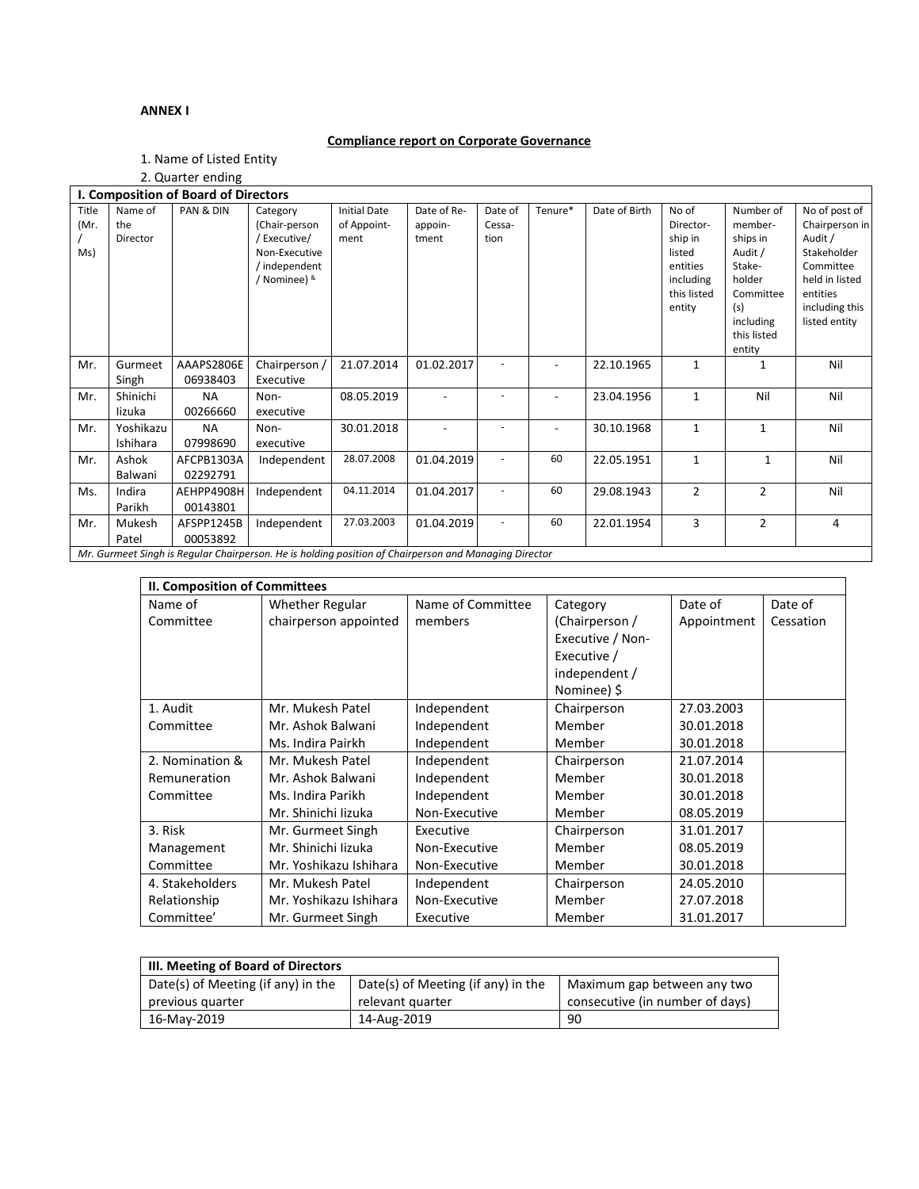**ANNEX I**

**Compliance report on Corporate Governance**

1. Name of Listed Entity
2. Quarter ending

**I. Composition of Board of Directors**

| Title (Mr. / Ms) | Name of the Director | PAN & DIN | Category (Chair-person / Executive/ Non-Executive / independent / Nominee) & | Initial Date of Appoint-ment | Date of Re-appoin-tment | Date of Cessa-tion | Tenure* | Date of Birth | No of Director-ship in listed entities including this listed entity | Number of member-ships in Audit / Stake-holder Committee (s) including this listed entity | No of post of Chairperson in Audit / Stakeholder Committee held in listed entities including this listed entity |
|---|---|---|---|---|---|---|---|---|---|---|---|
| Mr. | Gurmeet Singh | AAAPS2806E 06938403 | Chairperson / Executive | 21.07.2014 | 01.02.2017 | - | - | 22.10.1965 | 1 | 1 | Nil |
| Mr. | Shinichi Iizuka | NA 00266660 | Non-executive | 08.05.2019 | - | - | - | 23.04.1956 | 1 | Nil | Nil |
| Mr. | Yoshikazu Ishihara | NA 07998690 | Non-executive | 30.01.2018 | - | - | - | 30.10.1968 | 1 | 1 | Nil |
| Mr. | Ashok Balwani | AFCPB1303A 02292791 | Independent | 28.07.2008 | 01.04.2019 | - | 60 | 22.05.1951 | 1 | 1 | Nil |
| Ms. | Indira Parikh | AEHPP4908H 00143801 | Independent | 04.11.2014 | 01.04.2017 | - | 60 | 29.08.1943 | 2 | 2 | Nil |
| Mr. | Mukesh Patel | AFSPP1245B 00053892 | Independent | 27.03.2003 | 01.04.2019 | - | 60 | 22.01.1954 | 3 | 2 | 4 |

*Mr. Gurmeet Singh is Regular Chairperson. He is holding position of Chairperson and Managing Director*

**II. Composition of Committees**

| Name of Committee | Whether Regular chairperson appointed | Name of Committee members | Category (Chairperson / Executive / Non-Executive / independent / Nominee) $ | Date of Appointment | Date of Cessation |
|---|---|---|---|---|---|
| 1. Audit Committee | Mr. Mukesh Patel | Independent | Chairperson | 27.03.2003 | |
| | Mr. Ashok Balwani | Independent | Member | 30.01.2018 | |
| | Ms. Indira Pairkh | Independent | Member | 30.01.2018 | |
| 2. Nomination & Remuneration Committee | Mr. Mukesh Patel | Independent | Chairperson | 21.07.2014 | |
| | Mr. Ashok Balwani | Independent | Member | 30.01.2018 | |
| | Ms. Indira Parikh | Independent | Member | 30.01.2018 | |
| | Mr. Shinichi Iizuka | Non-Executive | Member | 08.05.2019 | |
| 3. Risk Management Committee | Mr. Gurmeet Singh | Executive | Chairperson | 31.01.2017 | |
| | Mr. Shinichi Iizuka | Non-Executive | Member | 08.05.2019 | |
| | Mr. Yoshikazu Ishihara | Non-Executive | Member | 30.01.2018 | |
| 4. Stakeholders Relationship Committee' | Mr. Mukesh Patel | Independent | Chairperson | 24.05.2010 | |
| | Mr. Yoshikazu Ishihara | Non-Executive | Member | 27.07.2018 | |
| | Mr. Gurmeet Singh | Executive | Member | 31.01.2017 | |

**III. Meeting of Board of Directors**

| Date(s) of Meeting (if any) in the previous quarter | Date(s) of Meeting (if any) in the relevant quarter | Maximum gap between any two consecutive (in number of days) |
|---|---|---|
| 16-May-2019 | 14-Aug-2019 | 90 |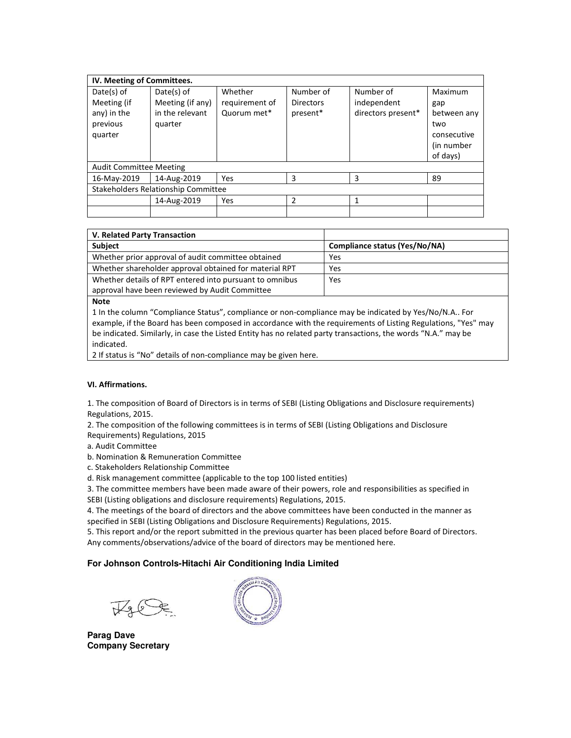| IV. Meeting of Committees. | | | | | |
|---|---|---|---|---|---|
| Date(s) of Meeting (if any) in the previous quarter | Date(s) of Meeting (if any) in the relevant quarter | Whether requirement of Quorum met* | Number of Directors present* | Number of independent directors present* | Maximum gap between any two consecutive (in number of days) |
| Audit Committee Meeting | | | | | |
| 16-May-2019 | 14-Aug-2019 | Yes | 3 | 3 | 89 |
| Stakeholders Relationship Committee | | | | | |
| | 14-Aug-2019 | Yes | 2 | 1 | |
| | | | | | |

| V. Related Party Transaction | |
|---|---|
| **Subject** | **Compliance status (Yes/No/NA)** |
| Whether prior approval of audit committee obtained | Yes |
| Whether shareholder approval obtained for material RPT | Yes |
| Whether details of RPT entered into pursuant to omnibus approval have been reviewed by Audit Committee | Yes |

**Note**

1 In the column "Compliance Status", compliance or non-compliance may be indicated by Yes/No/N.A.. For example, if the Board has been composed in accordance with the requirements of Listing Regulations, "Yes" may be indicated. Similarly, in case the Listed Entity has no related party transactions, the words "N.A." may be indicated.

2 If status is "No" details of non-compliance may be given here.

**VI. Affirmations.**

1. The composition of Board of Directors is in terms of SEBI (Listing Obligations and Disclosure requirements) Regulations, 2015.
2. The composition of the following committees is in terms of SEBI (Listing Obligations and Disclosure Requirements) Regulations, 2015
   a. Audit Committee
   b. Nomination & Remuneration Committee
   c. Stakeholders Relationship Committee
   d. Risk management committee (applicable to the top 100 listed entities)
3. The committee members have been made aware of their powers, role and responsibilities as specified in SEBI (Listing obligations and disclosure requirements) Regulations, 2015.
4. The meetings of the board of directors and the above committees have been conducted in the manner as specified in SEBI (Listing Obligations and Disclosure Requirements) Regulations, 2015.
5. This report and/or the report submitted in the previous quarter has been placed before Board of Directors. Any comments/observations/advice of the board of directors may be mentioned here.

**For Johnson Controls-Hitachi Air Conditioning India Limited**

**Parag Dave**
**Company Secretary**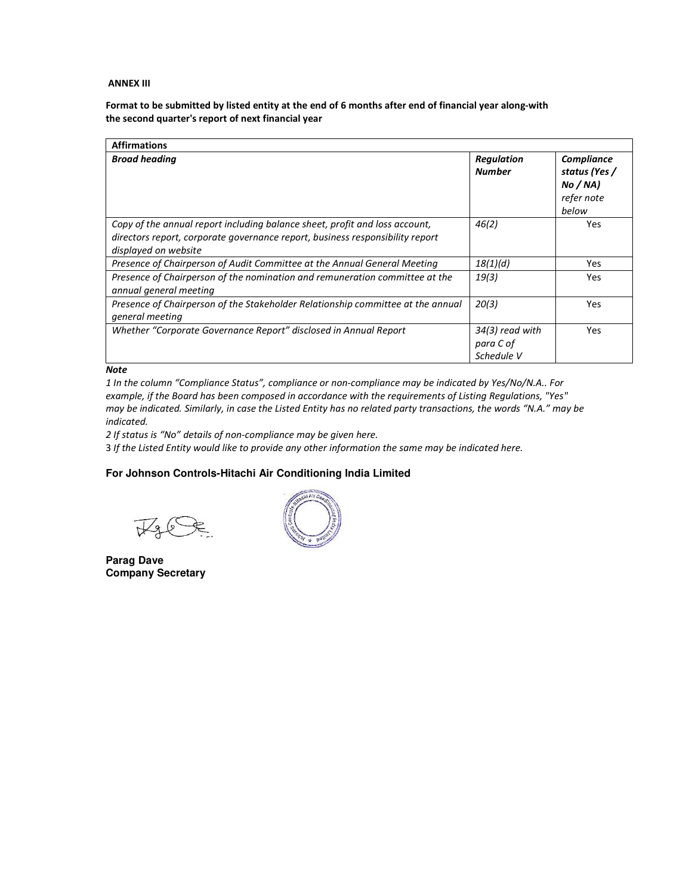**ANNEX III**

**Format to be submitted by listed entity at the end of 6 months after end of financial year along-with the second quarter's report of next financial year**

| **Affirmations** | | |
|---|---|---|
| ***Broad heading*** | ***Regulation Number*** | ***Compliance status (Yes / No / NA)*** *refer note below* |
| *Copy of the annual report including balance sheet, profit and loss account, directors report, corporate governance report, business responsibility report displayed on website* | *46(2)* | Yes |
| *Presence of Chairperson of Audit Committee at the Annual General Meeting* | *18(1)(d)* | Yes |
| *Presence of Chairperson of the nomination and remuneration committee at the annual general meeting* | *19(3)* | Yes |
| *Presence of Chairperson of the Stakeholder Relationship committee at the annual general meeting* | *20(3)* | Yes |
| *Whether "Corporate Governance Report" disclosed in Annual Report* | *34(3) read with para C of Schedule V* | Yes |

***Note***

*1 In the column "Compliance Status", compliance or non-compliance may be indicated by Yes/No/N.A.. For example, if the Board has been composed in accordance with the requirements of Listing Regulations, "Yes" may be indicated. Similarly, in case the Listed Entity has no related party transactions, the words "N.A." may be indicated.*

*2 If status is "No" details of non-compliance may be given here.*

3 *If the Listed Entity would like to provide any other information the same may be indicated here.*

**For Johnson Controls-Hitachi Air Conditioning India Limited**

**Parag Dave**
**Company Secretary**